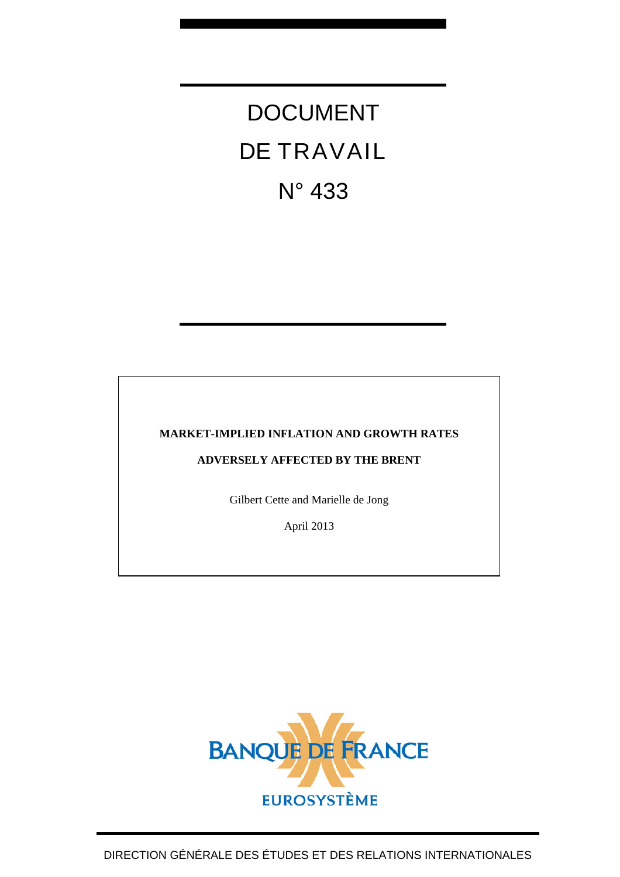# DOCUMENT

# DE TRAVAIL

# N° 433

**MARKET-IMPLIED INFLATION AND GROWTH RATES**

**ADVERSELY AFFECTED BY THE BRENT**

Gilbert Cette and Marielle de Jong

April 2013

BANQUE DE FRANCE

EUROSYSTÈME

DIRECTION GÉNÉRALE DES ÉTUDES ET DES RELATIONS INTERNATIONALES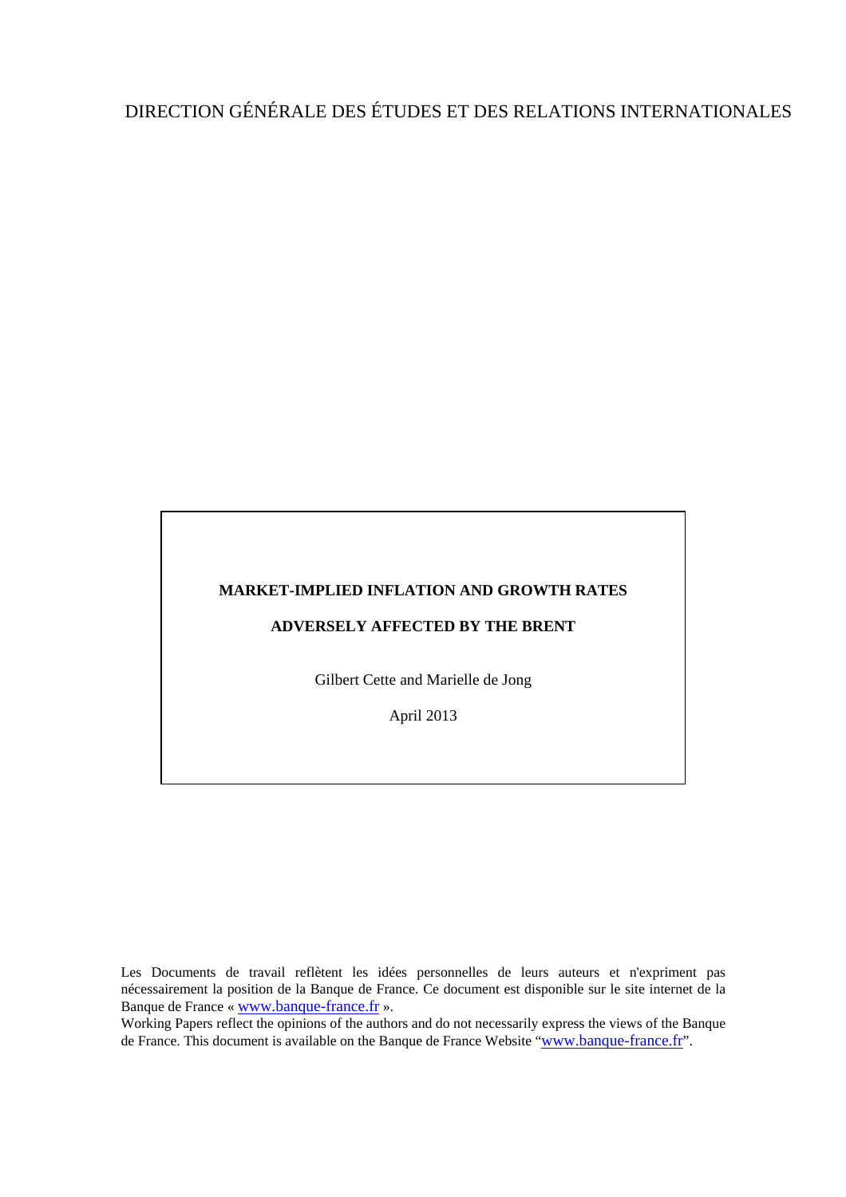DIRECTION GÉNÉRALE DES ÉTUDES ET DES RELATIONS INTERNATIONALES

**MARKET-IMPLIED INFLATION AND GROWTH RATES**

**ADVERSELY AFFECTED BY THE BRENT**

Gilbert Cette and Marielle de Jong

April 2013

Les Documents de travail reflètent les idées personnelles de leurs auteurs et n'expriment pas nécessairement la position de la Banque de France. Ce document est disponible sur le site internet de la Banque de France « www.banque-france.fr ».

Working Papers reflect the opinions of the authors and do not necessarily express the views of the Banque de France. This document is available on the Banque de France Website "www.banque-france.fr".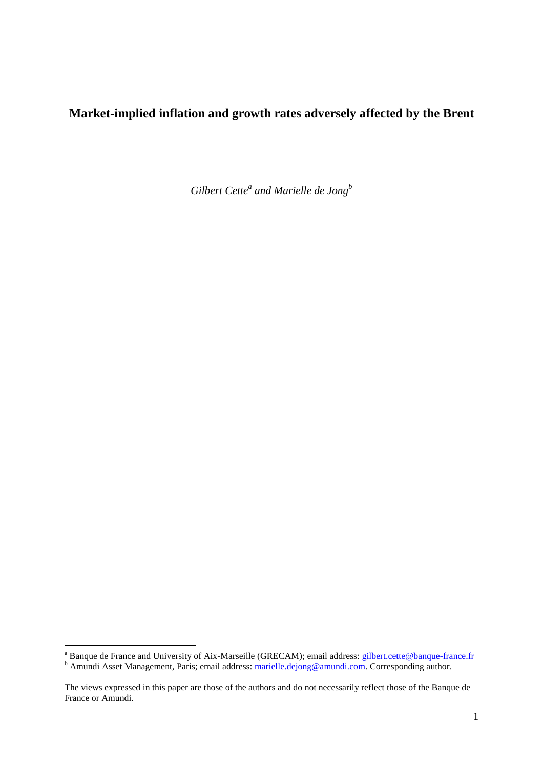# Market-implied inflation and growth rates adversely affected by the Brent

*Gilbert Cette[a] and Marielle de Jong[b]*

[a] Banque de France and University of Aix-Marseille (GRECAM); email address: gilbert.cette@banque-france.fr

[b] Amundi Asset Management, Paris; email address: marielle.dejong@amundi.com. Corresponding author.

The views expressed in this paper are those of the authors and do not necessarily reflect those of the Banque de France or Amundi.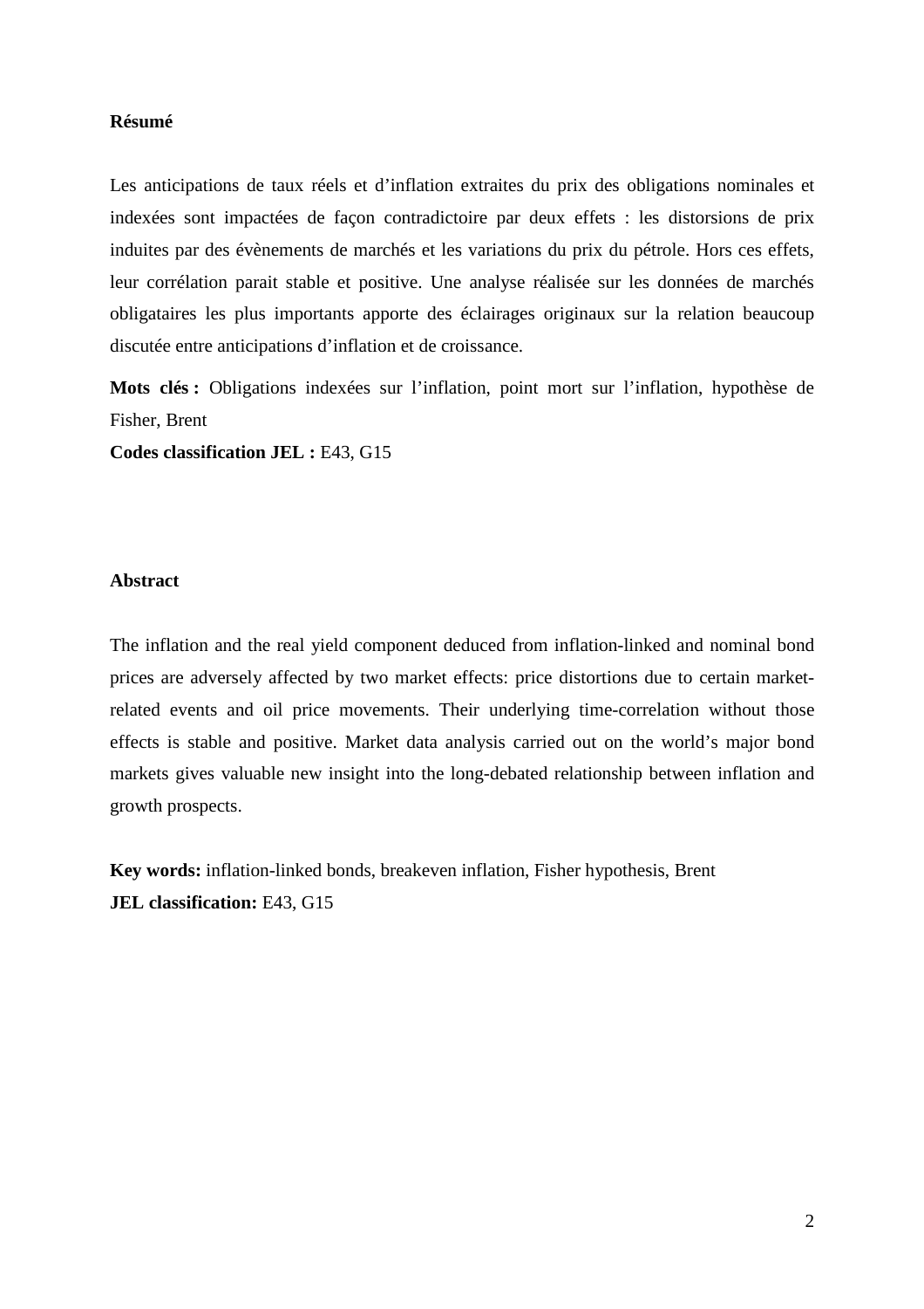**Résumé**

Les anticipations de taux réels et d'inflation extraites du prix des obligations nominales et indexées sont impactées de façon contradictoire par deux effets : les distorsions de prix induites par des évènements de marchés et les variations du prix du pétrole. Hors ces effets, leur corrélation parait stable et positive. Une analyse réalisée sur les données de marchés obligataires les plus importants apporte des éclairages originaux sur la relation beaucoup discutée entre anticipations d'inflation et de croissance.

**Mots clés :** Obligations indexées sur l'inflation, point mort sur l'inflation, hypothèse de Fisher, Brent

**Codes classification JEL :** E43, G15

**Abstract**

The inflation and the real yield component deduced from inflation-linked and nominal bond prices are adversely affected by two market effects: price distortions due to certain market-related events and oil price movements. Their underlying time-correlation without those effects is stable and positive. Market data analysis carried out on the world's major bond markets gives valuable new insight into the long-debated relationship between inflation and growth prospects.

**Key words:** inflation-linked bonds, breakeven inflation, Fisher hypothesis, Brent

**JEL classification:** E43, G15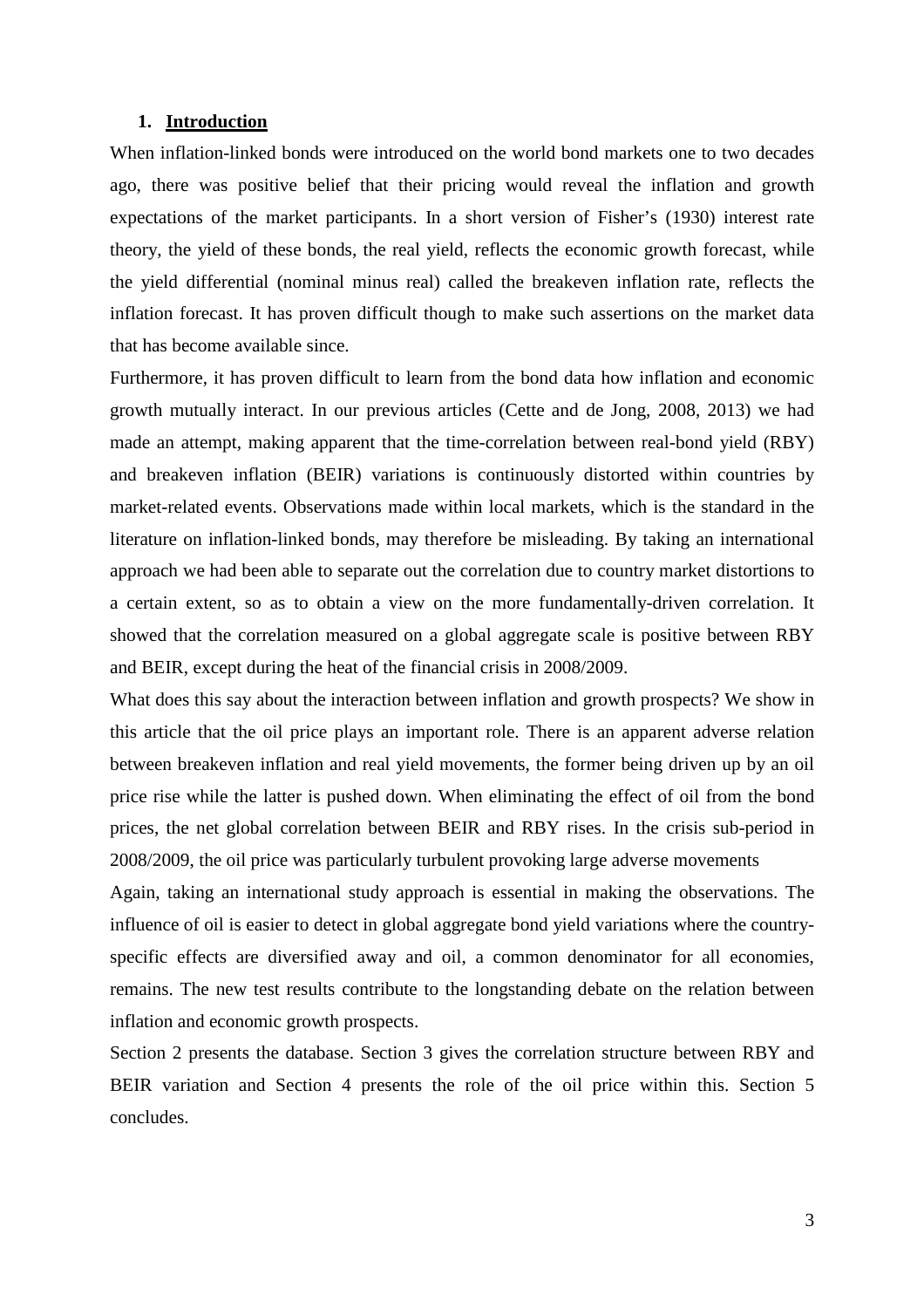## 1. Introduction

When inflation-linked bonds were introduced on the world bond markets one to two decades ago, there was positive belief that their pricing would reveal the inflation and growth expectations of the market participants. In a short version of Fisher's (1930) interest rate theory, the yield of these bonds, the real yield, reflects the economic growth forecast, while the yield differential (nominal minus real) called the breakeven inflation rate, reflects the inflation forecast. It has proven difficult though to make such assertions on the market data that has become available since.

Furthermore, it has proven difficult to learn from the bond data how inflation and economic growth mutually interact. In our previous articles (Cette and de Jong, 2008, 2013) we had made an attempt, making apparent that the time-correlation between real-bond yield (RBY) and breakeven inflation (BEIR) variations is continuously distorted within countries by market-related events. Observations made within local markets, which is the standard in the literature on inflation-linked bonds, may therefore be misleading. By taking an international approach we had been able to separate out the correlation due to country market distortions to a certain extent, so as to obtain a view on the more fundamentally-driven correlation. It showed that the correlation measured on a global aggregate scale is positive between RBY and BEIR, except during the heat of the financial crisis in 2008/2009.

What does this say about the interaction between inflation and growth prospects? We show in this article that the oil price plays an important role. There is an apparent adverse relation between breakeven inflation and real yield movements, the former being driven up by an oil price rise while the latter is pushed down. When eliminating the effect of oil from the bond prices, the net global correlation between BEIR and RBY rises. In the crisis sub-period in 2008/2009, the oil price was particularly turbulent provoking large adverse movements

Again, taking an international study approach is essential in making the observations. The influence of oil is easier to detect in global aggregate bond yield variations where the country-specific effects are diversified away and oil, a common denominator for all economies, remains. The new test results contribute to the longstanding debate on the relation between inflation and economic growth prospects.

Section 2 presents the database. Section 3 gives the correlation structure between RBY and BEIR variation and Section 4 presents the role of the oil price within this. Section 5 concludes.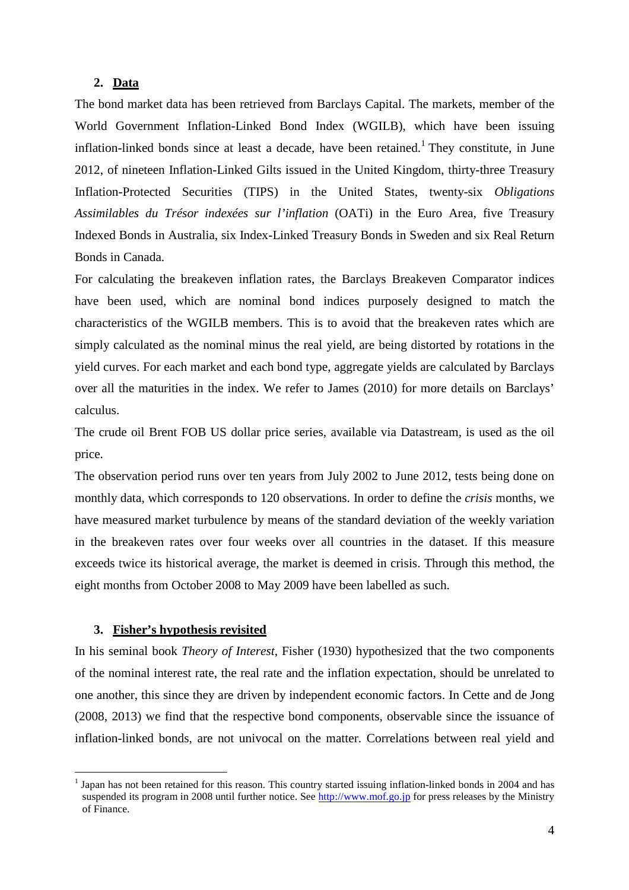## 2. Data

The bond market data has been retrieved from Barclays Capital. The markets, member of the World Government Inflation-Linked Bond Index (WGILB), which have been issuing inflation-linked bonds since at least a decade, have been retained.[1] They constitute, in June 2012, of nineteen Inflation-Linked Gilts issued in the United Kingdom, thirty-three Treasury Inflation-Protected Securities (TIPS) in the United States, twenty-six *Obligations Assimilables du Trésor indexées sur l'inflation* (OATi) in the Euro Area, five Treasury Indexed Bonds in Australia, six Index-Linked Treasury Bonds in Sweden and six Real Return Bonds in Canada.

For calculating the breakeven inflation rates, the Barclays Breakeven Comparator indices have been used, which are nominal bond indices purposely designed to match the characteristics of the WGILB members. This is to avoid that the breakeven rates which are simply calculated as the nominal minus the real yield, are being distorted by rotations in the yield curves. For each market and each bond type, aggregate yields are calculated by Barclays over all the maturities in the index. We refer to James (2010) for more details on Barclays' calculus.

The crude oil Brent FOB US dollar price series, available via Datastream, is used as the oil price.

The observation period runs over ten years from July 2002 to June 2012, tests being done on monthly data, which corresponds to 120 observations. In order to define the *crisis* months, we have measured market turbulence by means of the standard deviation of the weekly variation in the breakeven rates over four weeks over all countries in the dataset. If this measure exceeds twice its historical average, the market is deemed in crisis. Through this method, the eight months from October 2008 to May 2009 have been labelled as such.

## 3. Fisher's hypothesis revisited

In his seminal book *Theory of Interest*, Fisher (1930) hypothesized that the two components of the nominal interest rate, the real rate and the inflation expectation, should be unrelated to one another, this since they are driven by independent economic factors. In Cette and de Jong (2008, 2013) we find that the respective bond components, observable since the issuance of inflation-linked bonds, are not univocal on the matter. Correlations between real yield and

[1] Japan has not been retained for this reason. This country started issuing inflation-linked bonds in 2004 and has suspended its program in 2008 until further notice. See http://www.mof.go.jp for press releases by the Ministry of Finance.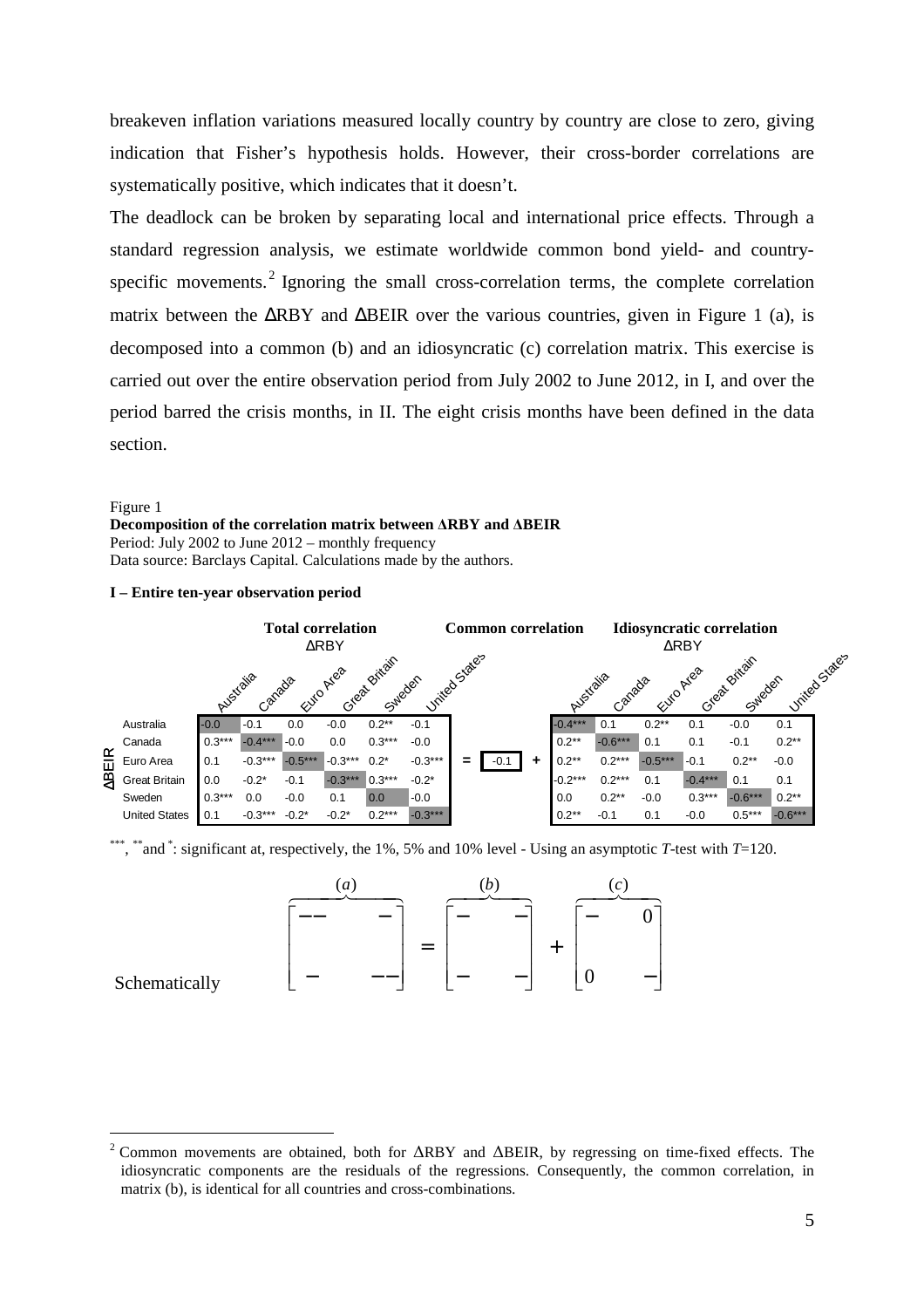breakeven inflation variations measured locally country by country are close to zero, giving indication that Fisher's hypothesis holds. However, their cross-border correlations are systematically positive, which indicates that it doesn't.

The deadlock can be broken by separating local and international price effects. Through a standard regression analysis, we estimate worldwide common bond yield- and country-specific movements.[2] Ignoring the small cross-correlation terms, the complete correlation matrix between the ΔRBY and ΔBEIR over the various countries, given in Figure 1 (a), is decomposed into a common (b) and an idiosyncratic (c) correlation matrix. This exercise is carried out over the entire observation period from July 2002 to June 2012, in I, and over the period barred the crisis months, in II. The eight crisis months have been defined in the data section.

Figure 1
**Decomposition of the correlation matrix between ΔRBY and ΔBEIR**
Period: July 2002 to June 2012 – monthly frequency
Data source: Barclays Capital. Calculations made by the authors.

**I – Entire ten-year observation period**

**Total correlation** (rows: ΔBEIR; columns: ΔRBY)

| ΔBEIR \ ΔRBY | Australia | Canada | Euro Area | Great Britain | Sweden | United States |
|---|---|---|---|---|---|---|
| Australia | -0.0 | -0.1 | 0.0 | -0.0 | 0.2** | -0.1 |
| Canada | 0.3*** | -0.4*** | -0.0 | 0.0 | 0.3*** | -0.0 |
| Euro Area | 0.1 | -0.3*** | -0.5*** | -0.3*** | 0.2* | -0.3*** |
| Great Britain | 0.0 | -0.2* | -0.1 | -0.3*** | 0.3*** | -0.2* |
| Sweden | 0.3*** | 0.0 | -0.0 | 0.1 | 0.0 | -0.0 |
| United States | 0.1 | -0.3*** | -0.2* | -0.2* | 0.2*** | -0.3*** |

= **Common correlation**: -0.1

\+ **Idiosyncratic correlation** (rows: ΔBEIR; columns: ΔRBY)

| ΔBEIR \ ΔRBY | Australia | Canada | Euro Area | Great Britain | Sweden | United States |
|---|---|---|---|---|---|---|
| Australia | -0.4*** | 0.1 | 0.2** | 0.1 | -0.0 | 0.1 |
| Canada | 0.2** | -0.6*** | 0.1 | 0.1 | -0.1 | 0.2** |
| Euro Area | 0.2** | 0.2*** | -0.5*** | -0.1 | 0.2** | -0.0 |
| Great Britain | -0.2*** | 0.2*** | 0.1 | -0.4*** | 0.1 | 0.1 |
| Sweden | 0.0 | 0.2** | -0.0 | 0.3*** | -0.6*** | 0.2** |
| United States | 0.2** | -0.1 | 0.1 | -0.0 | 0.5*** | -0.6*** |

\*\*\*, \*\* and \*: significant at, respectively, the 1%, 5% and 10% level - Using an asymptotic $T$-test with $T$=120.

Schematically

$$\overbrace{\begin{bmatrix} -- & - \\ & \\ - & -- \end{bmatrix}}^{(a)} = \overbrace{\begin{bmatrix} - & - \\ & \\ - & - \end{bmatrix}}^{(b)} + \overbrace{\begin{bmatrix} - & 0 \\ & \\ 0 & - \end{bmatrix}}^{(c)}$$

[2] Common movements are obtained, both for ΔRBY and ΔBEIR, by regressing on time-fixed effects. The idiosyncratic components are the residuals of the regressions. Consequently, the common correlation, in matrix (b), is identical for all countries and cross-combinations.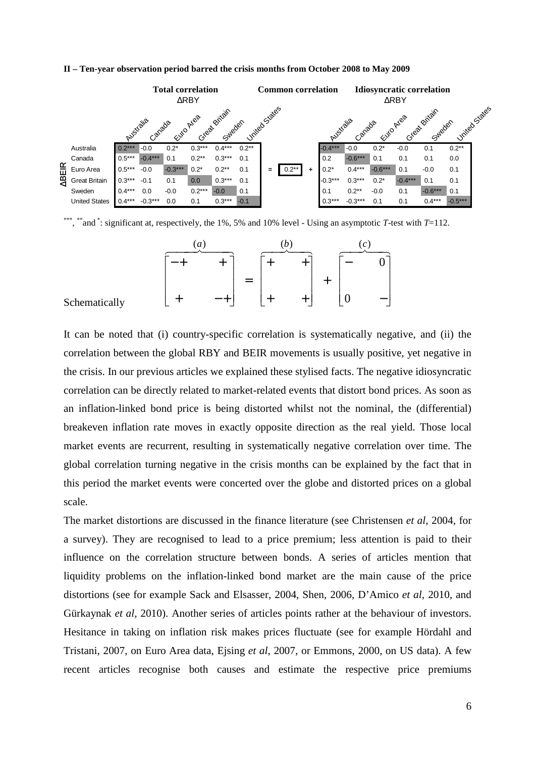**II – Ten-year observation period barred the crisis months from October 2008 to May 2009**

**Total correlation** (ΔRBY columns, ΔBEIR rows)

| ΔBEIR | Australia | Canada | Euro Area | Great Britain | Sweden | United States |
|---|---|---|---|---|---|---|
| Australia | 0.2*** | -0.0 | 0.2* | 0.3*** | 0.4*** | 0.2** |
| Canada | 0.5*** | -0.4*** | 0.1 | 0.2** | 0.3*** | 0.1 |
| Euro Area | 0.5*** | -0.0 | -0.3*** | 0.2* | 0.2** | 0.1 |
| Great Britain | 0.3*** | -0.1 | 0.1 | 0.0 | 0.3*** | 0.1 |
| Sweden | 0.4*** | 0.0 | -0.0 | 0.2*** | -0.0 | 0.1 |
| United States | 0.4*** | -0.3*** | 0.0 | 0.1 | 0.3*** | -0.1 |

= **Common correlation**: 0.2** +

**Idiosyncratic correlation** (ΔRBY columns, ΔBEIR rows)

| ΔBEIR | Australia | Canada | Euro Area | Great Britain | Sweden | United States |
|---|---|---|---|---|---|---|
| Australia | -0.4*** | -0.0 | 0.2* | -0.0 | 0.1 | 0.2** |
| Canada | 0.2 | -0.6*** | 0.1 | 0.1 | 0.1 | 0.0 |
| Euro Area | 0.2* | 0.4*** | -0.6*** | 0.1 | -0.0 | 0.1 |
| Great Britain | -0.3*** | 0.3*** | 0.2* | -0.4*** | 0.1 | 0.1 |
| Sweden | 0.1 | 0.2** | -0.0 | 0.1 | -0.6*** | 0.1 |
| United States | 0.3*** | -0.3*** | 0.1 | 0.1 | 0.4*** | -0.5*** |

***, ** and *: significant at, respectively, the 1%, 5% and 10% level - Using an asymptotic *T*-test with *T*=112.

Schematically

$$\overbrace{\begin{bmatrix} -+ & + \\ & \\ + & -+ \end{bmatrix}}^{(a)} = \overbrace{\begin{bmatrix} + & + \\ & \\ + & + \end{bmatrix}}^{(b)} + \overbrace{\begin{bmatrix} - & 0 \\ & \\ 0 & - \end{bmatrix}}^{(c)}$$

It can be noted that (i) country-specific correlation is systematically negative, and (ii) the correlation between the global RBY and BEIR movements is usually positive, yet negative in the crisis. In our previous articles we explained these stylised facts. The negative idiosyncratic correlation can be directly related to market-related events that distort bond prices. As soon as an inflation-linked bond price is being distorted whilst not the nominal, the (differential) breakeven inflation rate moves in exactly opposite direction as the real yield. Those local market events are recurrent, resulting in systematically negative correlation over time. The global correlation turning negative in the crisis months can be explained by the fact that in this period the market events were concerted over the globe and distorted prices on a global scale.

The market distortions are discussed in the finance literature (see Christensen *et al*, 2004, for a survey). They are recognised to lead to a price premium; less attention is paid to their influence on the correlation structure between bonds. A series of articles mention that liquidity problems on the inflation-linked bond market are the main cause of the price distortions (see for example Sack and Elsasser, 2004, Shen, 2006, D'Amico *et al*, 2010, and Gürkaynak *et al*, 2010). Another series of articles points rather at the behaviour of investors. Hesitance in taking on inflation risk makes prices fluctuate (see for example Hördahl and Tristani, 2007, on Euro Area data, Ejsing *et al*, 2007, or Emmons, 2000, on US data). A few recent articles recognise both causes and estimate the respective price premiums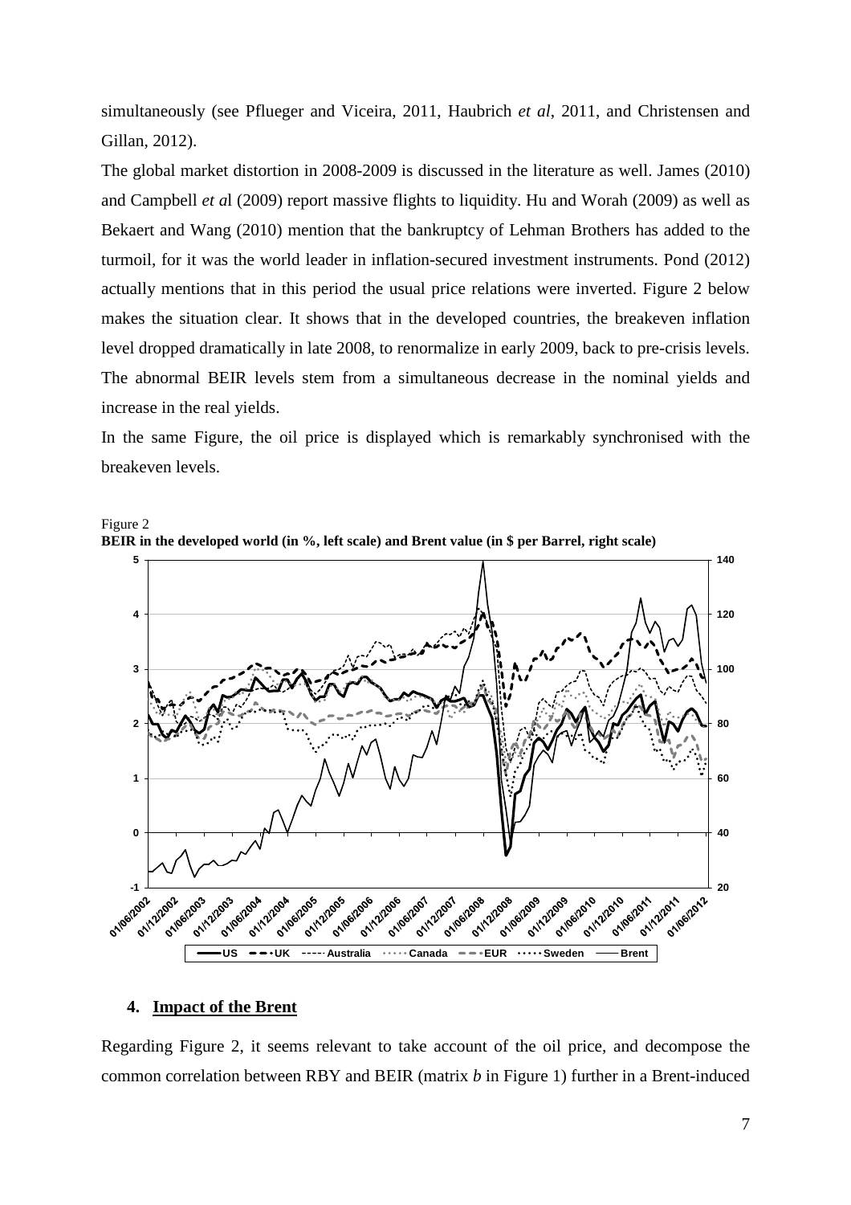simultaneously (see Pflueger and Viceira, 2011, Haubrich *et al*, 2011, and Christensen and Gillan, 2012).

The global market distortion in 2008-2009 is discussed in the literature as well. James (2010) and Campbell *et a*l (2009) report massive flights to liquidity. Hu and Worah (2009) as well as Bekaert and Wang (2010) mention that the bankruptcy of Lehman Brothers has added to the turmoil, for it was the world leader in inflation-secured investment instruments. Pond (2012) actually mentions that in this period the usual price relations were inverted. Figure 2 below makes the situation clear. It shows that in the developed countries, the breakeven inflation level dropped dramatically in late 2008, to renormalize in early 2009, back to pre-crisis levels. The abnormal BEIR levels stem from a simultaneous decrease in the nominal yields and increase in the real yields.

In the same Figure, the oil price is displayed which is remarkably synchronised with the breakeven levels.

Figure 2
**BEIR in the developed world (in %, left scale) and Brent value (in $ per Barrel, right scale)**

## 4. Impact of the Brent

Regarding Figure 2, it seems relevant to take account of the oil price, and decompose the common correlation between RBY and BEIR (matrix *b* in Figure 1) further in a Brent-induced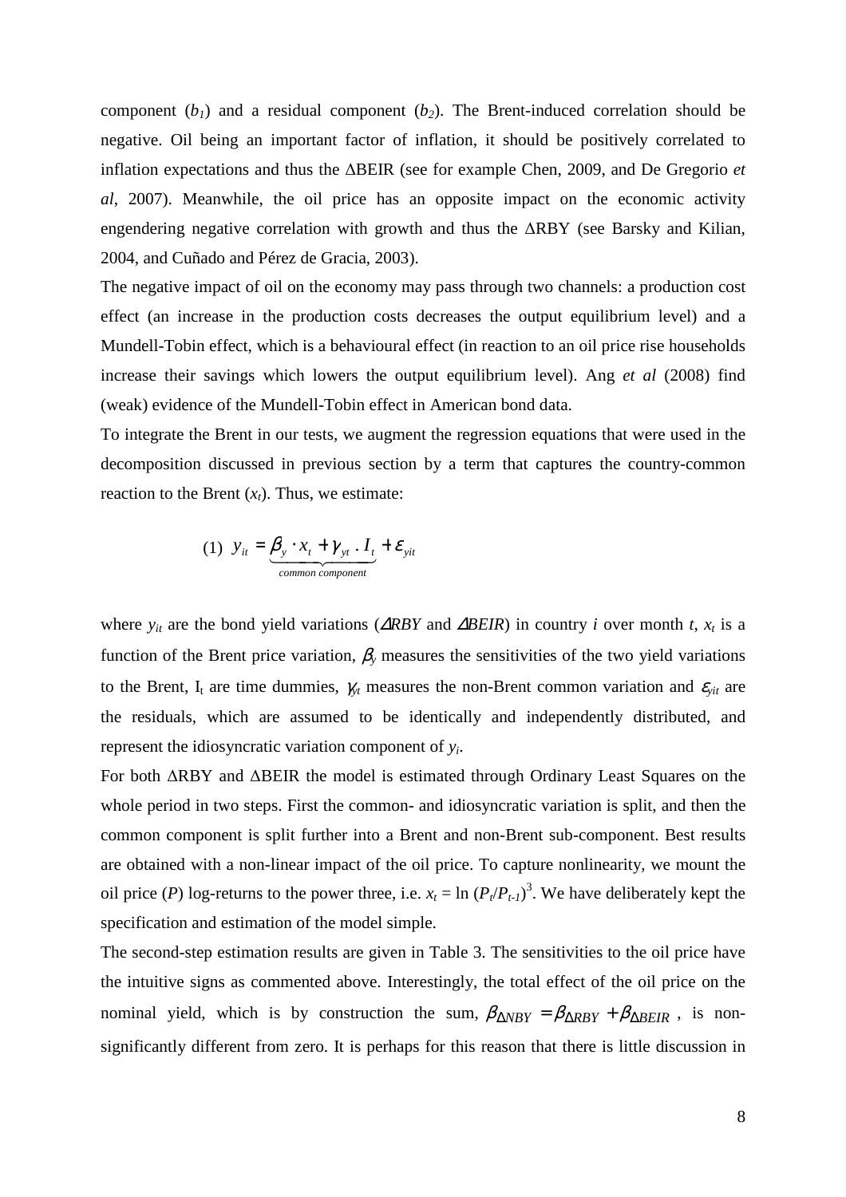component ($b_1$) and a residual component ($b_2$). The Brent-induced correlation should be negative. Oil being an important factor of inflation, it should be positively correlated to inflation expectations and thus the ΔBEIR (see for example Chen, 2009, and De Gregorio *et al*, 2007). Meanwhile, the oil price has an opposite impact on the economic activity engendering negative correlation with growth and thus the ΔRBY (see Barsky and Kilian, 2004, and Cuñado and Pérez de Gracia, 2003).

The negative impact of oil on the economy may pass through two channels: a production cost effect (an increase in the production costs decreases the output equilibrium level) and a Mundell-Tobin effect, which is a behavioural effect (in reaction to an oil price rise households increase their savings which lowers the output equilibrium level). Ang *et al* (2008) find (weak) evidence of the Mundell-Tobin effect in American bond data.

To integrate the Brent in our tests, we augment the regression equations that were used in the decomposition discussed in previous section by a term that captures the country-common reaction to the Brent ($x_t$). Thus, we estimate:

$$(1)\quad y_{it} = \underbrace{\beta_y \cdot x_t + \gamma_{yt} \,.\, I_t}_{common\ component} + \varepsilon_{yit}$$

where $y_{it}$ are the bond yield variations ($\Delta RBY$ and $\Delta BEIR$) in country $i$ over month $t$, $x_t$ is a function of the Brent price variation, $\beta_y$ measures the sensitivities of the two yield variations to the Brent, $I_t$ are time dummies, $\gamma_{yt}$ measures the non-Brent common variation and $\varepsilon_{yit}$ are the residuals, which are assumed to be identically and independently distributed, and represent the idiosyncratic variation component of $y_i$.

For both ΔRBY and ΔBEIR the model is estimated through Ordinary Least Squares on the whole period in two steps. First the common- and idiosyncratic variation is split, and then the common component is split further into a Brent and non-Brent sub-component. Best results are obtained with a non-linear impact of the oil price. To capture nonlinearity, we mount the oil price ($P$) log-returns to the power three, i.e. $x_t = \ln{(P_t/P_{t-1})}^3$. We have deliberately kept the specification and estimation of the model simple.

The second-step estimation results are given in Table 3. The sensitivities to the oil price have the intuitive signs as commented above. Interestingly, the total effect of the oil price on the nominal yield, which is by construction the sum, $\beta_{\Delta NBY} = \beta_{\Delta RBY} + \beta_{\Delta BEIR}$ , is non-significantly different from zero. It is perhaps for this reason that there is little discussion in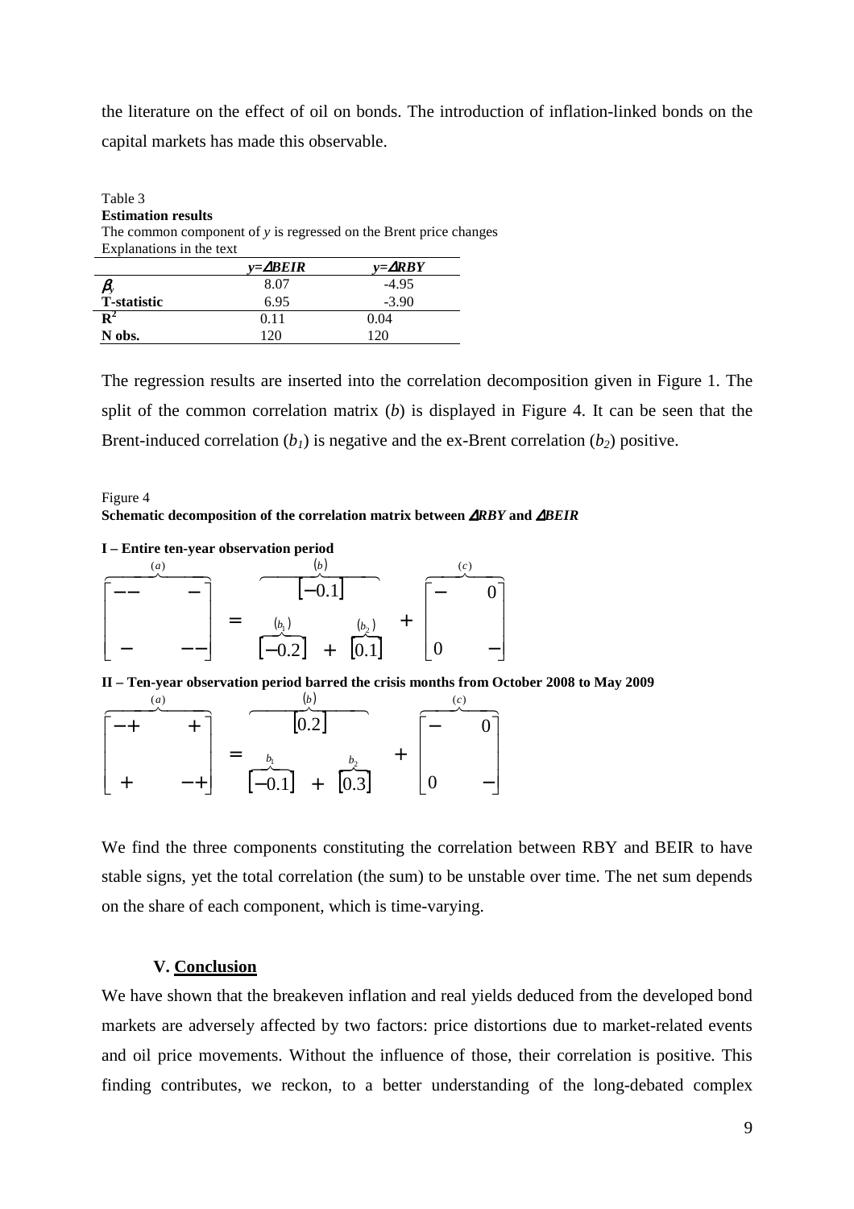the literature on the effect of oil on bonds. The introduction of inflation-linked bonds on the capital markets has made this observable.

Table 3

**Estimation results**

The common component of *y* is regressed on the Brent price changes

Explanations in the text

| | $y=\Delta BEIR$ | $y=\Delta RBY$ |
|---|---|---|
| $\beta_y$ | 8.07 | -4.95 |
| **T-statistic** | 6.95 | -3.90 |
| $\mathbf{R^2}$ | 0.11 | 0.04 |
| **N obs.** | 120 | 120 |

The regression results are inserted into the correlation decomposition given in Figure 1. The split of the common correlation matrix ($b$) is displayed in Figure 4. It can be seen that the Brent-induced correlation ($b_1$) is negative and the ex-Brent correlation ($b_2$) positive.

Figure 4

**Schematic decomposition of the correlation matrix between $\Delta RBY$ and $\Delta BEIR$**

**I – Entire ten-year observation period**

$$\overbrace{\begin{bmatrix} -- & - \\ & \\ - & -- \end{bmatrix}}^{(a)} = \overbrace{\underbrace{[-0.2]}_{(b_1)} + \underbrace{[0.1]}_{(b_2)}}^{(b)\ [-0.1]} + \overbrace{\begin{bmatrix} - & 0 \\ & \\ 0 & - \end{bmatrix}}^{(c)}$$

**II – Ten-year observation period barred the crisis months from October 2008 to May 2009**

$$\overbrace{\begin{bmatrix} -+ & + \\ & \\ + & -+ \end{bmatrix}}^{(a)} = \overbrace{\underbrace{[-0.1]}_{b_1} + \underbrace{[0.3]}_{b_2}}^{(b)\ [0.2]} + \overbrace{\begin{bmatrix} - & 0 \\ & \\ 0 & - \end{bmatrix}}^{(c)}$$

We find the three components constituting the correlation between RBY and BEIR to have stable signs, yet the total correlation (the sum) to be unstable over time. The net sum depends on the share of each component, which is time-varying.

## V. Conclusion

We have shown that the breakeven inflation and real yields deduced from the developed bond markets are adversely affected by two factors: price distortions due to market-related events and oil price movements. Without the influence of those, their correlation is positive. This finding contributes, we reckon, to a better understanding of the long-debated complex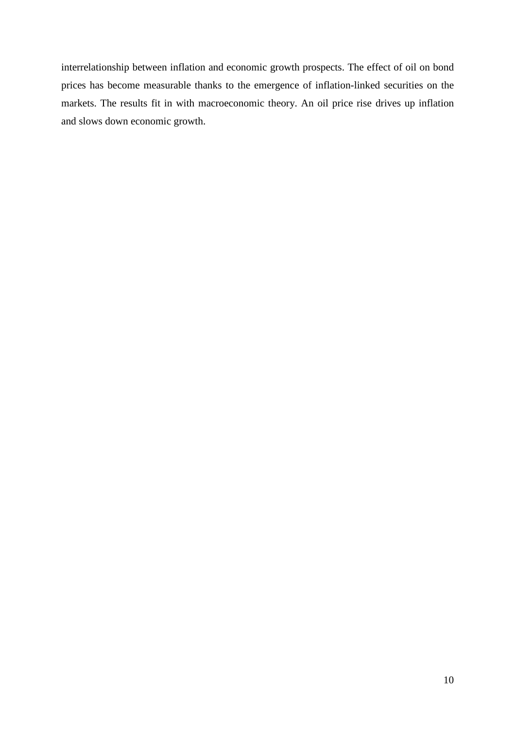interrelationship between inflation and economic growth prospects. The effect of oil on bond prices has become measurable thanks to the emergence of inflation-linked securities on the markets. The results fit in with macroeconomic theory. An oil price rise drives up inflation and slows down economic growth.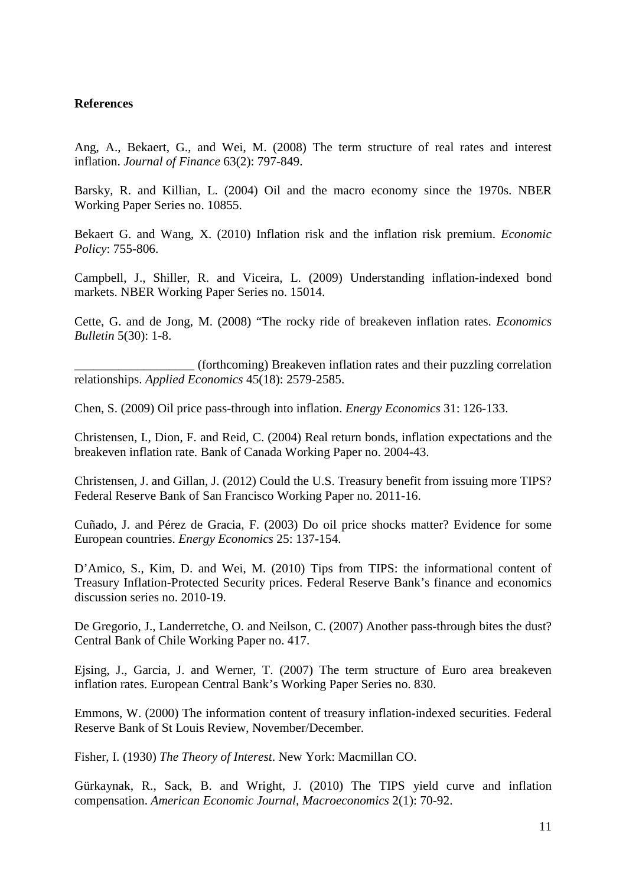**References**

Ang, A., Bekaert, G., and Wei, M. (2008) The term structure of real rates and interest inflation. *Journal of Finance* 63(2): 797-849.

Barsky, R. and Killian, L. (2004) Oil and the macro economy since the 1970s. NBER Working Paper Series no. 10855.

Bekaert G. and Wang, X. (2010) Inflation risk and the inflation risk premium. *Economic Policy*: 755-806.

Campbell, J., Shiller, R. and Viceira, L. (2009) Understanding inflation-indexed bond markets. NBER Working Paper Series no. 15014.

Cette, G. and de Jong, M. (2008) "The rocky ride of breakeven inflation rates. *Economics Bulletin* 5(30): 1-8.

__________________ (forthcoming) Breakeven inflation rates and their puzzling correlation relationships. *Applied Economics* 45(18): 2579-2585.

Chen, S. (2009) Oil price pass-through into inflation. *Energy Economics* 31: 126-133.

Christensen, I., Dion, F. and Reid, C. (2004) Real return bonds, inflation expectations and the breakeven inflation rate. Bank of Canada Working Paper no. 2004-43.

Christensen, J. and Gillan, J. (2012) Could the U.S. Treasury benefit from issuing more TIPS? Federal Reserve Bank of San Francisco Working Paper no. 2011-16.

Cuñado, J. and Pérez de Gracia, F. (2003) Do oil price shocks matter? Evidence for some European countries. *Energy Economics* 25: 137-154.

D'Amico, S., Kim, D. and Wei, M. (2010) Tips from TIPS: the informational content of Treasury Inflation-Protected Security prices. Federal Reserve Bank's finance and economics discussion series no. 2010-19.

De Gregorio, J., Landerretche, O. and Neilson, C. (2007) Another pass-through bites the dust? Central Bank of Chile Working Paper no. 417.

Ejsing, J., Garcia, J. and Werner, T. (2007) The term structure of Euro area breakeven inflation rates. European Central Bank's Working Paper Series no. 830.

Emmons, W. (2000) The information content of treasury inflation-indexed securities. Federal Reserve Bank of St Louis Review, November/December.

Fisher, I. (1930) *The Theory of Interest*. New York: Macmillan CO.

Gürkaynak, R., Sack, B. and Wright, J. (2010) The TIPS yield curve and inflation compensation. *American Economic Journal, Macroeconomics* 2(1): 70-92.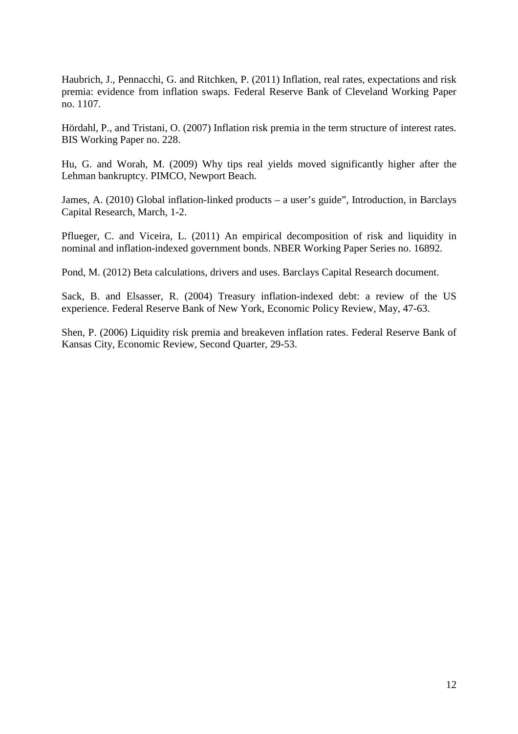Haubrich, J., Pennacchi, G. and Ritchken, P. (2011) Inflation, real rates, expectations and risk premia: evidence from inflation swaps. Federal Reserve Bank of Cleveland Working Paper no. 1107.

Hördahl, P., and Tristani, O. (2007) Inflation risk premia in the term structure of interest rates. BIS Working Paper no. 228.

Hu, G. and Worah, M. (2009) Why tips real yields moved significantly higher after the Lehman bankruptcy. PIMCO, Newport Beach.

James, A. (2010) Global inflation-linked products – a user's guide", Introduction, in Barclays Capital Research, March, 1-2.

Pflueger, C. and Viceira, L. (2011) An empirical decomposition of risk and liquidity in nominal and inflation-indexed government bonds. NBER Working Paper Series no. 16892.

Pond, M. (2012) Beta calculations, drivers and uses. Barclays Capital Research document.

Sack, B. and Elsasser, R. (2004) Treasury inflation-indexed debt: a review of the US experience. Federal Reserve Bank of New York, Economic Policy Review, May, 47-63.

Shen, P. (2006) Liquidity risk premia and breakeven inflation rates. Federal Reserve Bank of Kansas City, Economic Review, Second Quarter, 29-53.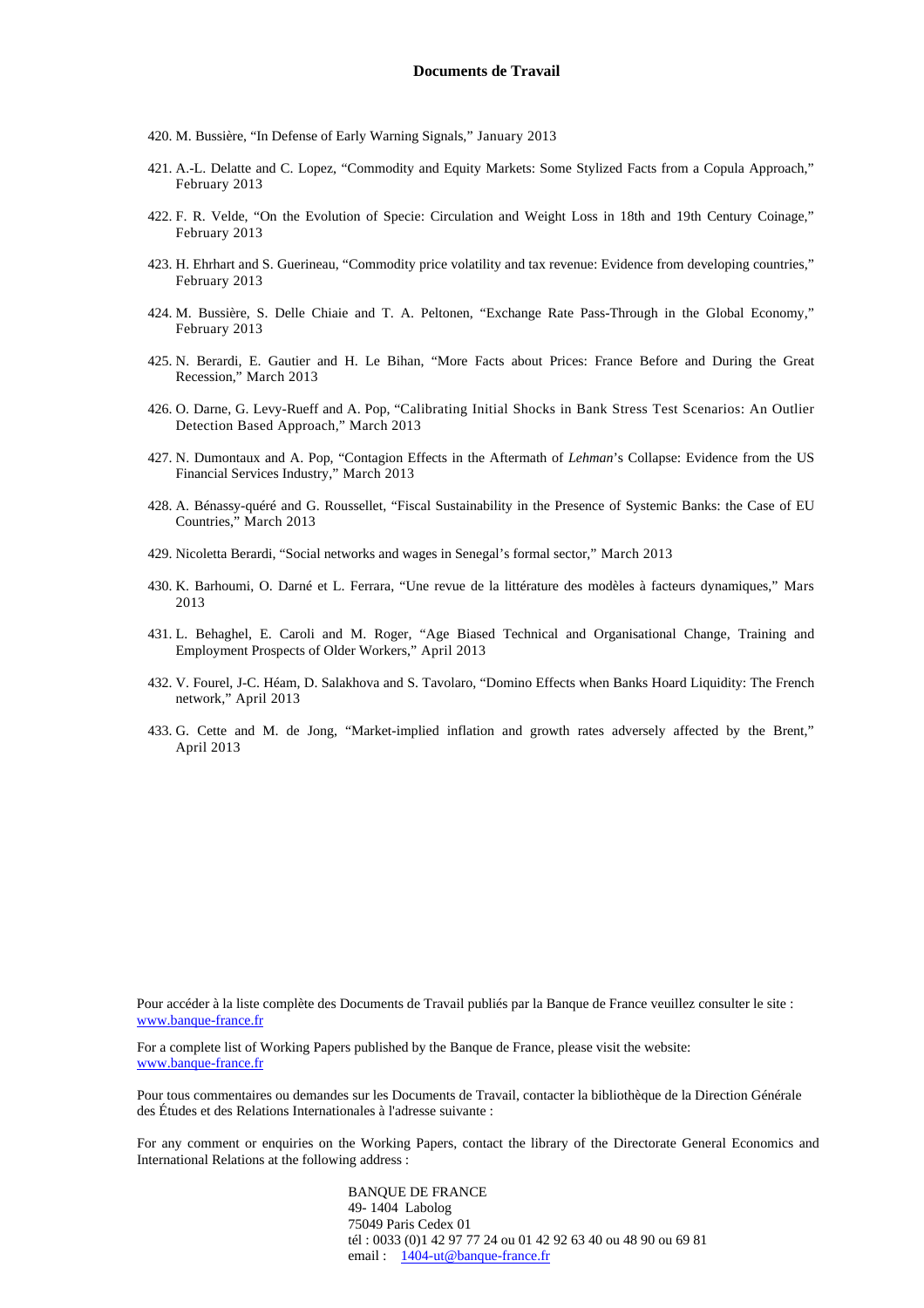## Documents de Travail

420. M. Bussière, "In Defense of Early Warning Signals," January 2013

421. A.-L. Delatte and C. Lopez, "Commodity and Equity Markets: Some Stylized Facts from a Copula Approach," February 2013

422. F. R. Velde, "On the Evolution of Specie: Circulation and Weight Loss in 18th and 19th Century Coinage," February 2013

423. H. Ehrhart and S. Guerineau, "Commodity price volatility and tax revenue: Evidence from developing countries," February 2013

424. M. Bussière, S. Delle Chiaie and T. A. Peltonen, "Exchange Rate Pass-Through in the Global Economy," February 2013

425. N. Berardi, E. Gautier and H. Le Bihan, "More Facts about Prices: France Before and During the Great Recession," March 2013

426. O. Darne, G. Levy-Rueff and A. Pop, "Calibrating Initial Shocks in Bank Stress Test Scenarios: An Outlier Detection Based Approach," March 2013

427. N. Dumontaux and A. Pop, "Contagion Effects in the Aftermath of *Lehman*'s Collapse: Evidence from the US Financial Services Industry," March 2013

428. A. Bénassy-quéré and G. Roussellet, "Fiscal Sustainability in the Presence of Systemic Banks: the Case of EU Countries," March 2013

429. Nicoletta Berardi, "Social networks and wages in Senegal's formal sector," March 2013

430. K. Barhoumi, O. Darné et L. Ferrara, "Une revue de la littérature des modèles à facteurs dynamiques," Mars 2013

431. L. Behaghel, E. Caroli and M. Roger, "Age Biased Technical and Organisational Change, Training and Employment Prospects of Older Workers," April 2013

432. V. Fourel, J-C. Héam, D. Salakhova and S. Tavolaro, "Domino Effects when Banks Hoard Liquidity: The French network," April 2013

433. G. Cette and M. de Jong, "Market-implied inflation and growth rates adversely affected by the Brent," April 2013

Pour accéder à la liste complète des Documents de Travail publiés par la Banque de France veuillez consulter le site : www.banque-france.fr

For a complete list of Working Papers published by the Banque de France, please visit the website: www.banque-france.fr

Pour tous commentaires ou demandes sur les Documents de Travail, contacter la bibliothèque de la Direction Générale des Études et des Relations Internationales à l'adresse suivante :

For any comment or enquiries on the Working Papers, contact the library of the Directorate General Economics and International Relations at the following address :

BANQUE DE FRANCE
49- 1404 Labolog
75049 Paris Cedex 01
tél : 0033 (0)1 42 97 77 24 ou 01 42 92 63 40 ou 48 90 ou 69 81
email : 1404-ut@banque-france.fr